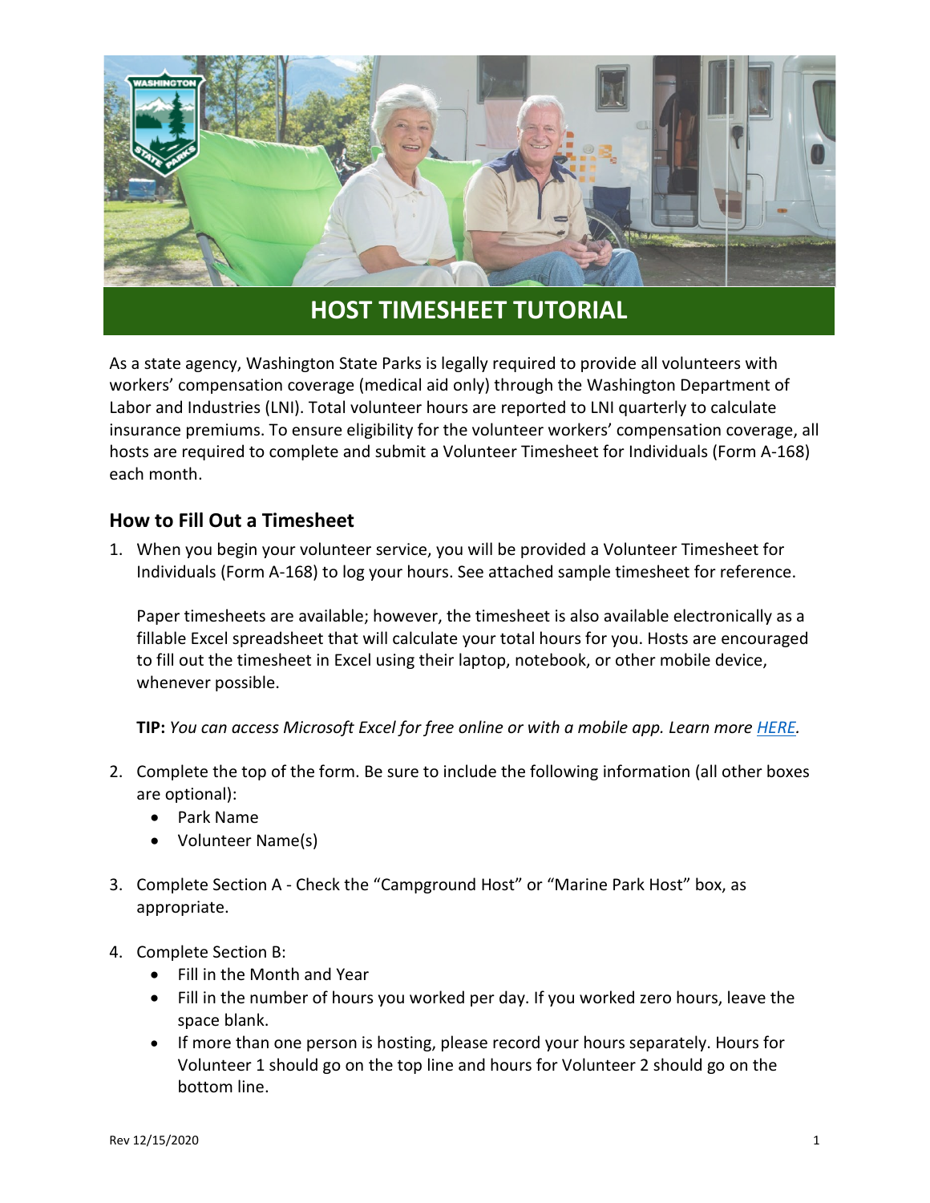# HOST TIMESHEET TUTORIAL

As a state agency, Washington State Parks is legally required to provide all volunteers with workers' compensation coverage (medical aid only) through the Washington Department of Labor and Industries (LNI). Total volunteer hours are reported to LNI quarterly to calculate insurance premiums. To ensure eligibility for the volunteer workers' compensation coverage, all hosts are required to complete and submit a Volunteer Timesheet for Individuals (Form A-168) each month.

## How to Fill Out a Timesheet

1. When you begin your volunteer service, you will be provided a Volunteer Timesheet for Individuals (Form A-168) to log your hours. See attached sample timesheet for reference.

   Paper timesheets are available; however, the timesheet is also available electronically as a fillable Excel spreadsheet that will calculate your total hours for you. Hosts are encouraged to fill out the timesheet in Excel using their laptop, notebook, or other mobile device, whenever possible.

   **TIP:** *You can access Microsoft Excel for free online or with a mobile app. Learn more HERE.*

2. Complete the top of the form. Be sure to include the following information (all other boxes are optional):
   - Park Name
   - Volunteer Name(s)

3. Complete Section A - Check the "Campground Host" or "Marine Park Host" box, as appropriate.

4. Complete Section B:
   - Fill in the Month and Year
   - Fill in the number of hours you worked per day. If you worked zero hours, leave the space blank.
   - If more than one person is hosting, please record your hours separately. Hours for Volunteer 1 should go on the top line and hours for Volunteer 2 should go on the bottom line.

Rev 12/15/2020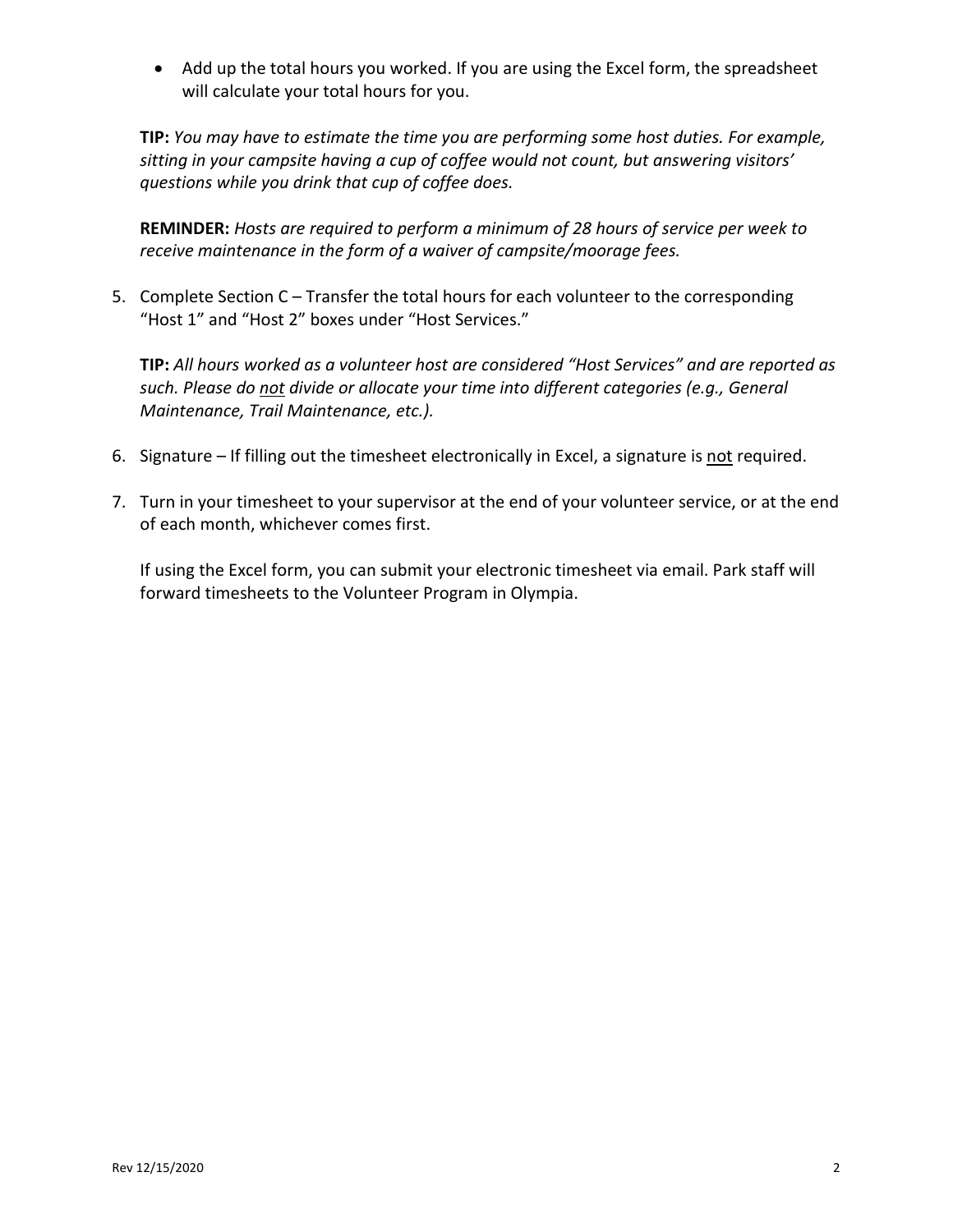- Add up the total hours you worked. If you are using the Excel form, the spreadsheet will calculate your total hours for you.

  **TIP:** *You may have to estimate the time you are performing some host duties. For example, sitting in your campsite having a cup of coffee would not count, but answering visitors' questions while you drink that cup of coffee does.*

  **REMINDER:** *Hosts are required to perform a minimum of 28 hours of service per week to receive maintenance in the form of a waiver of campsite/moorage fees.*

5. Complete Section C – Transfer the total hours for each volunteer to the corresponding "Host 1" and "Host 2" boxes under "Host Services."

   **TIP:** *All hours worked as a volunteer host are considered "Host Services" and are reported as such. Please do <u>not</u> divide or allocate your time into different categories (e.g., General Maintenance, Trail Maintenance, etc.).*

6. Signature – If filling out the timesheet electronically in Excel, a signature is <u>not</u> required.

7. Turn in your timesheet to your supervisor at the end of your volunteer service, or at the end of each month, whichever comes first.

   If using the Excel form, you can submit your electronic timesheet via email. Park staff will forward timesheets to the Volunteer Program in Olympia.

Rev 12/15/2020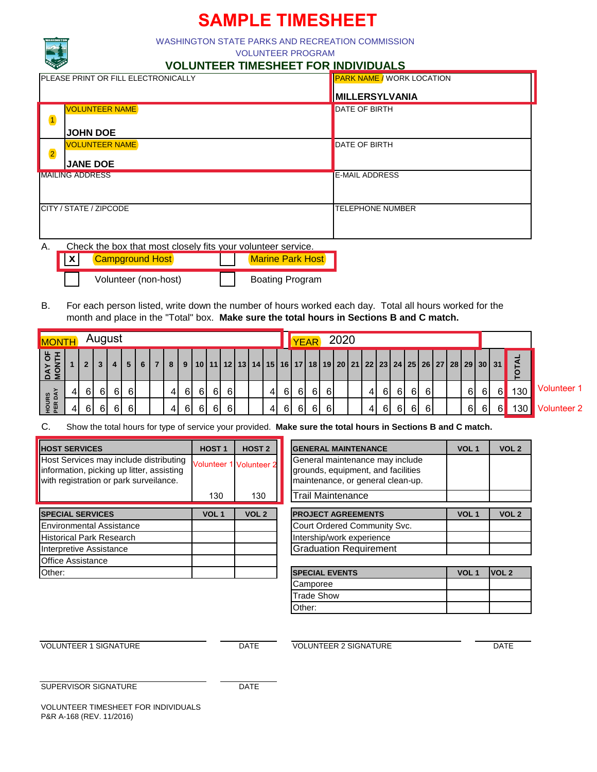# SAMPLE TIMESHEET

WASHINGTON STATE PARKS AND RECREATION COMMISSION

VOLUNTEER PROGRAM

## VOLUNTEER TIMESHEET FOR INDIVIDUALS

| | |
|---|---|
| PLEASE PRINT OR FILL ELECTRONICALLY | PARK NAME / WORK LOCATION<br>**MILLERSYLVANIA** |
| 1 VOLUNTEER NAME<br>**JOHN DOE** | DATE OF BIRTH |
| 2 VOLUNTEER NAME<br>**JANE DOE** | DATE OF BIRTH |
| MAILING ADDRESS | E-MAIL ADDRESS |
| CITY / STATE / ZIPCODE | TELEPHONE NUMBER |

A. Check the box that most closely fits your volunteer service.

- [X] Campground Host
- [ ] Marine Park Host
- [ ] Volunteer (non-host)
- [ ] Boating Program

B. For each person listed, write down the number of hours worked each day. Total all hours worked for the month and place in the "Total" box. **Make sure the total hours in Sections B and C match.**

MONTH August | YEAR 2020

| DAY OF MONTH | 1 | 2 | 3 | 4 | 5 | 6 | 7 | 8 | 9 | 10 | 11 | 12 | 13 | 14 | 15 | 16 | 17 | 18 | 19 | 20 | 21 | 22 | 23 | 24 | 25 | 26 | 27 | 28 | 29 | 30 | 31 | TOTAL | |
|---|---|---|---|---|---|---|---|---|---|---|---|---|---|---|---|---|---|---|---|---|---|---|---|---|---|---|---|---|---|---|---|---|---|
| HOURS PER DAY | 4 | 6 | 6 | 6 | 6 | | | 4 | 6 | 6 | 6 | 6 | | | 4 | 6 | 6 | 6 | 6 | | | 4 | 6 | 6 | 6 | 6 | | | 6 | 6 | 6 | 130 | Volunteer 1 |
| | 4 | 6 | 6 | 6 | 6 | | | 4 | 6 | 6 | 6 | 6 | | | 4 | 6 | 6 | 6 | 6 | | | 4 | 6 | 6 | 6 | 6 | | | 6 | 6 | 6 | 130 | Volunteer 2 |

C. Show the total hours for type of service your provided. **Make sure the total hours in Sections B and C match.**

| HOST SERVICES | HOST 1 | HOST 2 |
|---|---|---|
| Host Services may include distributing information, picking up litter, assisting with registration or park surveilance. | Volunteer 1<br>130 | Volunteer 2<br>130 |

| GENERAL MAINTENANCE | VOL 1 | VOL 2 |
|---|---|---|
| General maintenance may include grounds, equipment, and facilities maintenance, or general clean-up. | | |
| Trail Maintenance | | |

| SPECIAL SERVICES | VOL 1 | VOL 2 |
|---|---|---|
| Environmental Assistance | | |
| Historical Park Research | | |
| Interpretive Assistance | | |
| Office Assistance | | |
| Other: | | |

| PROJECT AGREEMENTS | VOL 1 | VOL 2 |
|---|---|---|
| Court Ordered Community Svc. | | |
| Intership/work experience | | |
| Graduation Requirement | | |

| SPECIAL EVENTS | VOL 1 | VOL 2 |
|---|---|---|
| Camporee | | |
| Trade Show | | |
| Other: | | |

VOLUNTEER 1 SIGNATURE ____________ DATE ________

VOLUNTEER 2 SIGNATURE ____________ DATE ________

SUPERVISOR SIGNATURE ____________ DATE ________

VOLUNTEER TIMESHEET FOR INDIVIDUALS
P&R A-168 (REV. 11/2016)